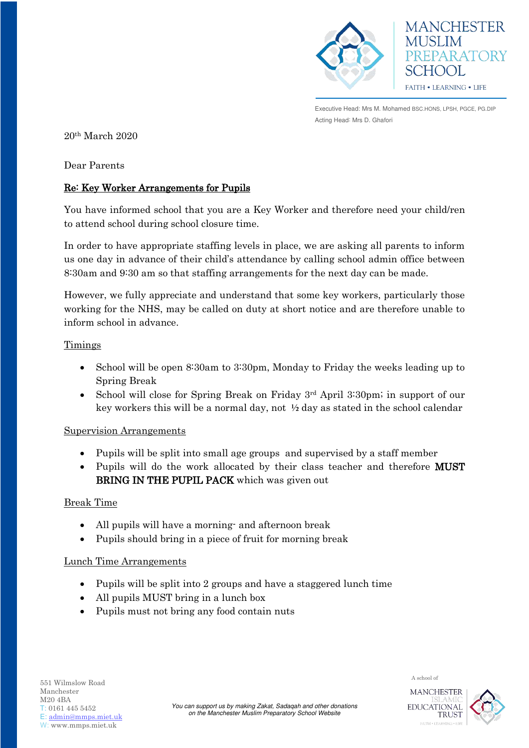MANCHESTER MUSLIM PREPARATORY SCHOOL

FAITH • LEARNING • LIFE

Executive Head: Mrs M. Mohamed BSC.HONS, LPSH, PGCE, PG.DIP
Acting Head: Mrs D. Ghafori

20th March 2020

Dear Parents

**Re: Key Worker Arrangements for Pupils**

You have informed school that you are a Key Worker and therefore need your child/ren to attend school during school closure time.

In order to have appropriate staffing levels in place, we are asking all parents to inform us one day in advance of their child's attendance by calling school admin office between 8:30am and 9:30 am so that staffing arrangements for the next day can be made.

However, we fully appreciate and understand that some key workers, particularly those working for the NHS, may be called on duty at short notice and are therefore unable to inform school in advance.

Timings

- School will be open 8:30am to 3:30pm, Monday to Friday the weeks leading up to Spring Break
- School will close for Spring Break on Friday 3rd April 3:30pm; in support of our key workers this will be a normal day, not ½ day as stated in the school calendar

Supervision Arrangements

- Pupils will be split into small age groups and supervised by a staff member
- Pupils will do the work allocated by their class teacher and therefore **MUST BRING IN THE PUPIL PACK** which was given out

Break Time

- All pupils will have a morning- and afternoon break
- Pupils should bring in a piece of fruit for morning break

Lunch Time Arrangements

- Pupils will be split into 2 groups and have a staggered lunch time
- All pupils MUST bring in a lunch box
- Pupils must not bring any food contain nuts

551 Wilmslow Road
Manchester
M20 4BA
T: 0161 445 5452
E: admin@mmps.miet.uk
W: www.mmps.miet.uk

*You can support us by making Zakat, Sadaqah and other donations on the Manchester Muslim Preparatory School Website*

A school of MANCHESTER ISLAMIC EDUCATIONAL TRUST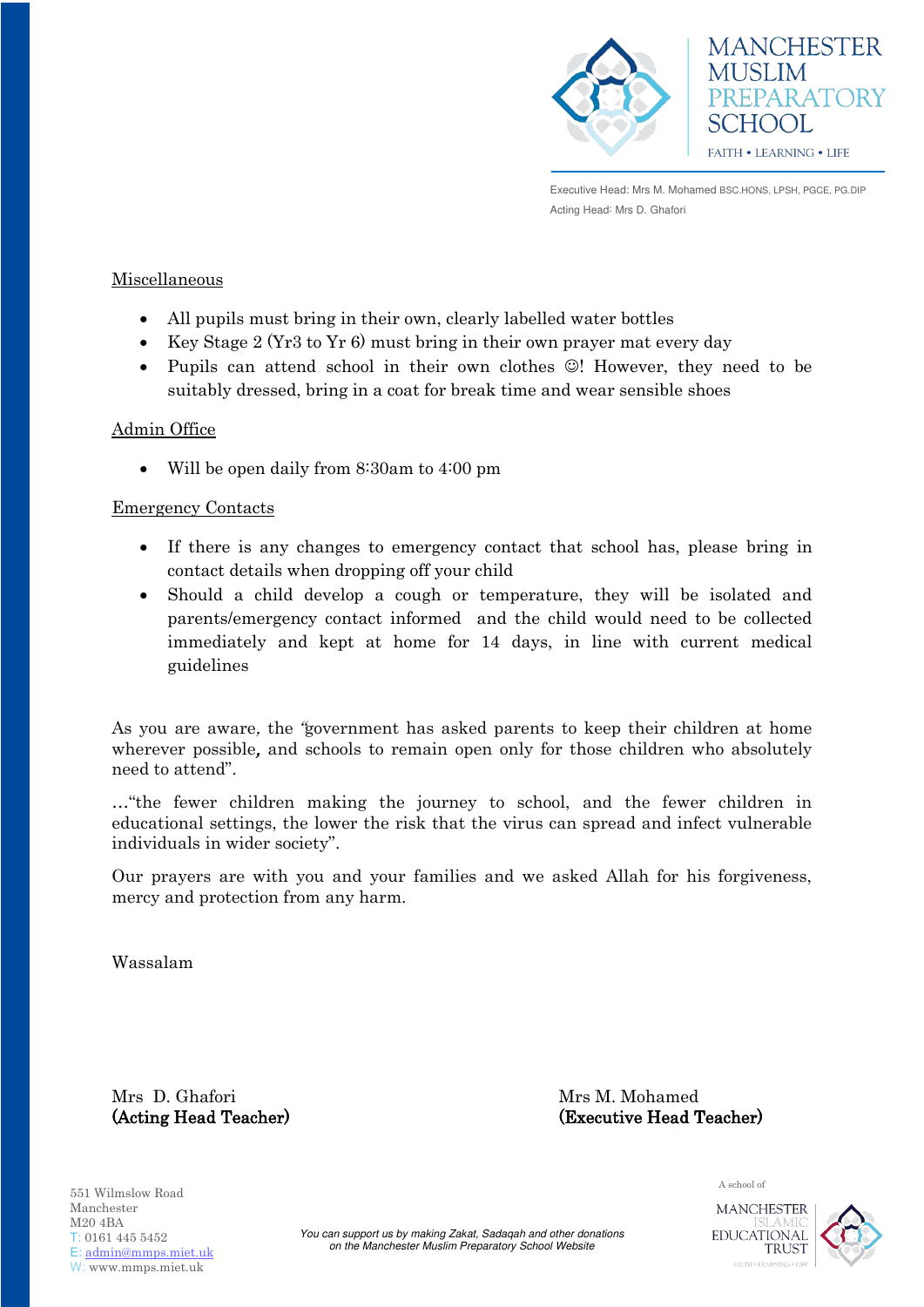## Miscellaneous

- All pupils must bring in their own, clearly labelled water bottles
- Key Stage 2 (Yr3 to Yr 6) must bring in their own prayer mat every day
- Pupils can attend school in their own clothes ☺! However, they need to be suitably dressed, bring in a coat for break time and wear sensible shoes

## Admin Office

- Will be open daily from 8:30am to 4:00 pm

## Emergency Contacts

- If there is any changes to emergency contact that school has, please bring in contact details when dropping off your child
- Should a child develop a cough or temperature, they will be isolated and parents/emergency contact informed and the child would need to be collected immediately and kept at home for 14 days, in line with current medical guidelines

As you are aware, the "government has asked parents to keep their children at home wherever possible, and schools to remain open only for those children who absolutely need to attend".

…"the fewer children making the journey to school, and the fewer children in educational settings, the lower the risk that the virus can spread and infect vulnerable individuals in wider society".

Our prayers are with you and your families and we asked Allah for his forgiveness, mercy and protection from any harm.

Wassalam

Mrs D. Ghafori
**(Acting Head Teacher)**

Mrs M. Mohamed
**(Executive Head Teacher)**

551 Wilmslow Road
Manchester
M20 4BA
T: 0161 445 5452
E: admin@mmps.miet.uk
W: www.mmps.miet.uk

*You can support us by making Zakat, Sadaqah and other donations on the Manchester Muslim Preparatory School Website*

A school of MANCHESTER ISLAMIC EDUCATIONAL TRUST